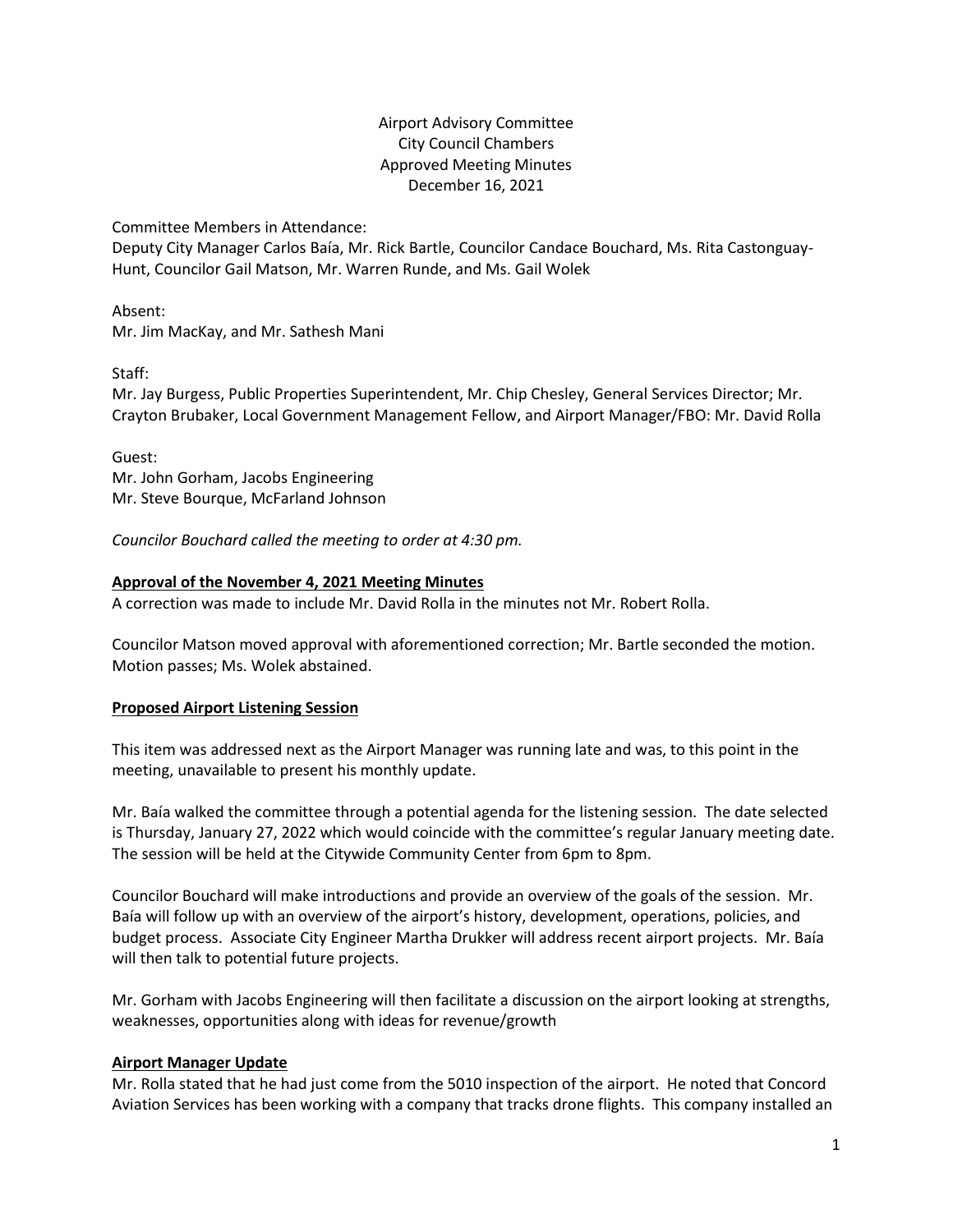Airport Advisory Committee
City Council Chambers
Approved Meeting Minutes
December 16, 2021

Committee Members in Attendance:
Deputy City Manager Carlos Baía, Mr. Rick Bartle, Councilor Candace Bouchard, Ms. Rita Castonguay-Hunt, Councilor Gail Matson, Mr. Warren Runde, and Ms. Gail Wolek

Absent:
Mr. Jim MacKay, and Mr. Sathesh Mani

Staff:
Mr. Jay Burgess, Public Properties Superintendent, Mr. Chip Chesley, General Services Director; Mr. Crayton Brubaker, Local Government Management Fellow, and Airport Manager/FBO: Mr. David Rolla

Guest:
Mr. John Gorham, Jacobs Engineering
Mr. Steve Bourque, McFarland Johnson

*Councilor Bouchard called the meeting to order at 4:30 pm.*

**Approval of the November 4, 2021 Meeting Minutes**

A correction was made to include Mr. David Rolla in the minutes not Mr. Robert Rolla.

Councilor Matson moved approval with aforementioned correction; Mr. Bartle seconded the motion. Motion passes; Ms. Wolek abstained.

**Proposed Airport Listening Session**

This item was addressed next as the Airport Manager was running late and was, to this point in the meeting, unavailable to present his monthly update.

Mr. Baía walked the committee through a potential agenda for the listening session. The date selected is Thursday, January 27, 2022 which would coincide with the committee's regular January meeting date. The session will be held at the Citywide Community Center from 6pm to 8pm.

Councilor Bouchard will make introductions and provide an overview of the goals of the session. Mr. Baía will follow up with an overview of the airport's history, development, operations, policies, and budget process. Associate City Engineer Martha Drukker will address recent airport projects. Mr. Baía will then talk to potential future projects.

Mr. Gorham with Jacobs Engineering will then facilitate a discussion on the airport looking at strengths, weaknesses, opportunities along with ideas for revenue/growth

**Airport Manager Update**

Mr. Rolla stated that he had just come from the 5010 inspection of the airport. He noted that Concord Aviation Services has been working with a company that tracks drone flights. This company installed an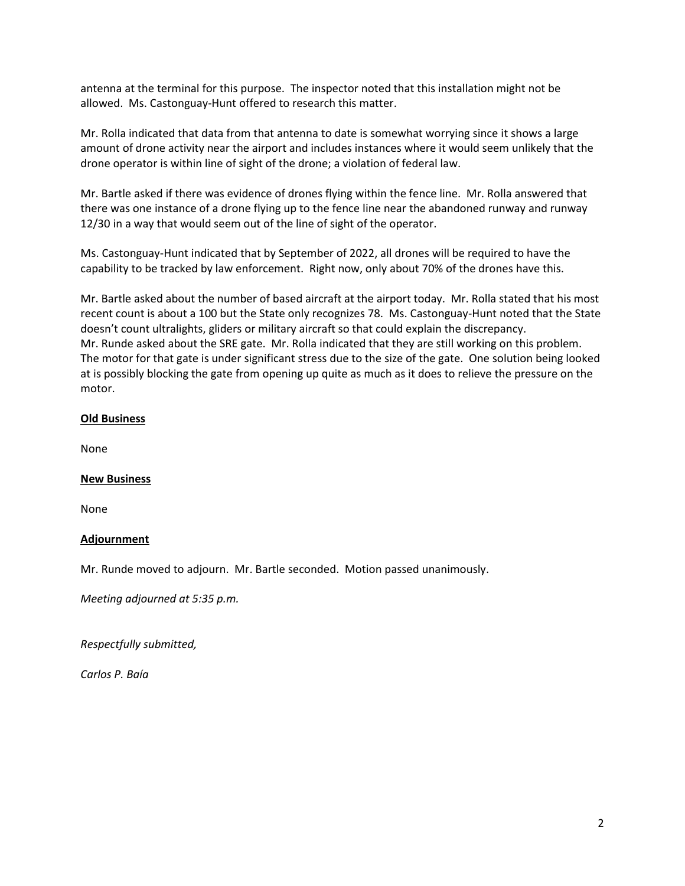antenna at the terminal for this purpose. The inspector noted that this installation might not be allowed. Ms. Castonguay-Hunt offered to research this matter.

Mr. Rolla indicated that data from that antenna to date is somewhat worrying since it shows a large amount of drone activity near the airport and includes instances where it would seem unlikely that the drone operator is within line of sight of the drone; a violation of federal law.

Mr. Bartle asked if there was evidence of drones flying within the fence line. Mr. Rolla answered that there was one instance of a drone flying up to the fence line near the abandoned runway and runway 12/30 in a way that would seem out of the line of sight of the operator.

Ms. Castonguay-Hunt indicated that by September of 2022, all drones will be required to have the capability to be tracked by law enforcement. Right now, only about 70% of the drones have this.

Mr. Bartle asked about the number of based aircraft at the airport today. Mr. Rolla stated that his most recent count is about a 100 but the State only recognizes 78. Ms. Castonguay-Hunt noted that the State doesn't count ultralights, gliders or military aircraft so that could explain the discrepancy.
Mr. Runde asked about the SRE gate. Mr. Rolla indicated that they are still working on this problem. The motor for that gate is under significant stress due to the size of the gate. One solution being looked at is possibly blocking the gate from opening up quite as much as it does to relieve the pressure on the motor.

**Old Business**

None

**New Business**

None

**Adjournment**

Mr. Runde moved to adjourn. Mr. Bartle seconded. Motion passed unanimously.

*Meeting adjourned at 5:35 p.m.*

*Respectfully submitted,*

*Carlos P. Baía*